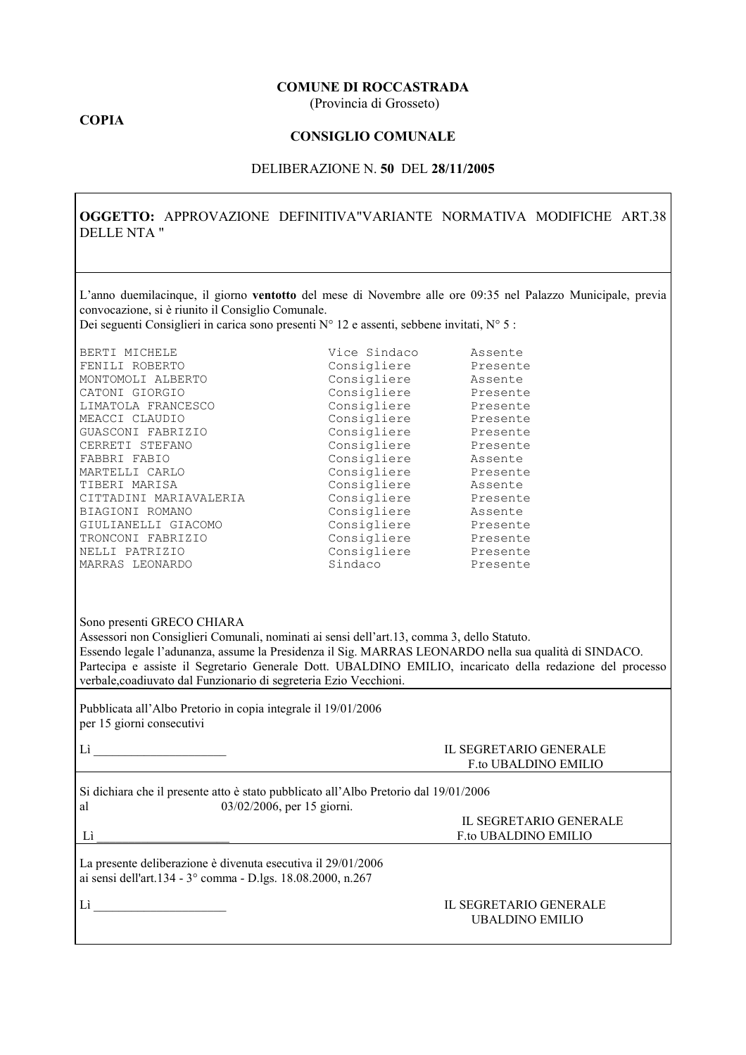**COPIA**

**COMUNE DI ROCCASTRADA**
(Provincia di Grosseto)

**CONSIGLIO COMUNALE**

DELIBERAZIONE N. **50** DEL **28/11/2005**

**OGGETTO:** APPROVAZIONE DEFINITIVA"VARIANTE NORMATIVA MODIFICHE ART.38 DELLE NTA "

L'anno duemilacinque, il giorno **ventotto** del mese di Novembre alle ore 09:35 nel Palazzo Municipale, previa convocazione, si è riunito il Consiglio Comunale.
Dei seguenti Consiglieri in carica sono presenti N° 12 e assenti, sebbene invitati, N° 5 :

| | | |
|---|---|---|
| BERTI MICHELE | Vice Sindaco | Assente |
| FENILI ROBERTO | Consigliere | Presente |
| MONTOMOLI ALBERTO | Consigliere | Assente |
| CATONI GIORGIO | Consigliere | Presente |
| LIMATOLA FRANCESCO | Consigliere | Presente |
| MEACCI CLAUDIO | Consigliere | Presente |
| GUASCONI FABRIZIO | Consigliere | Presente |
| CERRETI STEFANO | Consigliere | Presente |
| FABBRI FABIO | Consigliere | Assente |
| MARTELLI CARLO | Consigliere | Presente |
| TIBERI MARISA | Consigliere | Assente |
| CITTADINI MARIAVALERIA | Consigliere | Presente |
| BIAGIONI ROMANO | Consigliere | Assente |
| GIULIANELLI GIACOMO | Consigliere | Presente |
| TRONCONI FABRIZIO | Consigliere | Presente |
| NELLI PATRIZIO | Consigliere | Presente |
| MARRAS LEONARDO | Sindaco | Presente |

Sono presenti GRECO CHIARA
Assessori non Consiglieri Comunali, nominati ai sensi dell'art.13, comma 3, dello Statuto.
Essendo legale l'adunanza, assume la Presidenza il Sig. MARRAS LEONARDO nella sua qualità di SINDACO.
Partecipa e assiste il Segretario Generale Dott. UBALDINO EMILIO, incaricato della redazione del processo verbale,coadiuvato dal Funzionario di segreteria Ezio Vecchioni.

---

Pubblicata all'Albo Pretorio in copia integrale il 19/01/2006
per 15 giorni consecutivi

Lì _____________________

IL SEGRETARIO GENERALE
F.to UBALDINO EMILIO

---

Si dichiara che il presente atto è stato pubblicato all'Albo Pretorio dal 19/01/2006
al 03/02/2006, per 15 giorni.

Lì _____________________

IL SEGRETARIO GENERALE
F.to UBALDINO EMILIO

---

La presente deliberazione è divenuta esecutiva il 29/01/2006
ai sensi dell'art.134 - 3° comma - D.lgs. 18.08.2000, n.267

Lì _____________________

IL SEGRETARIO GENERALE
UBALDINO EMILIO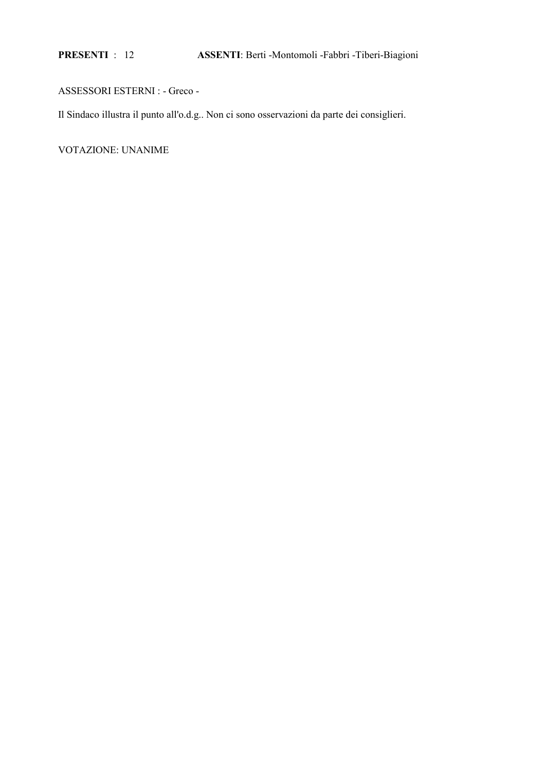**PRESENTI** : 12 **ASSENTI**: Berti -Montomoli -Fabbri -Tiberi-Biagioni

ASSESSORI ESTERNI : - Greco -

Il Sindaco illustra il punto all'o.d.g.. Non ci sono osservazioni da parte dei consiglieri.

VOTAZIONE: UNANIME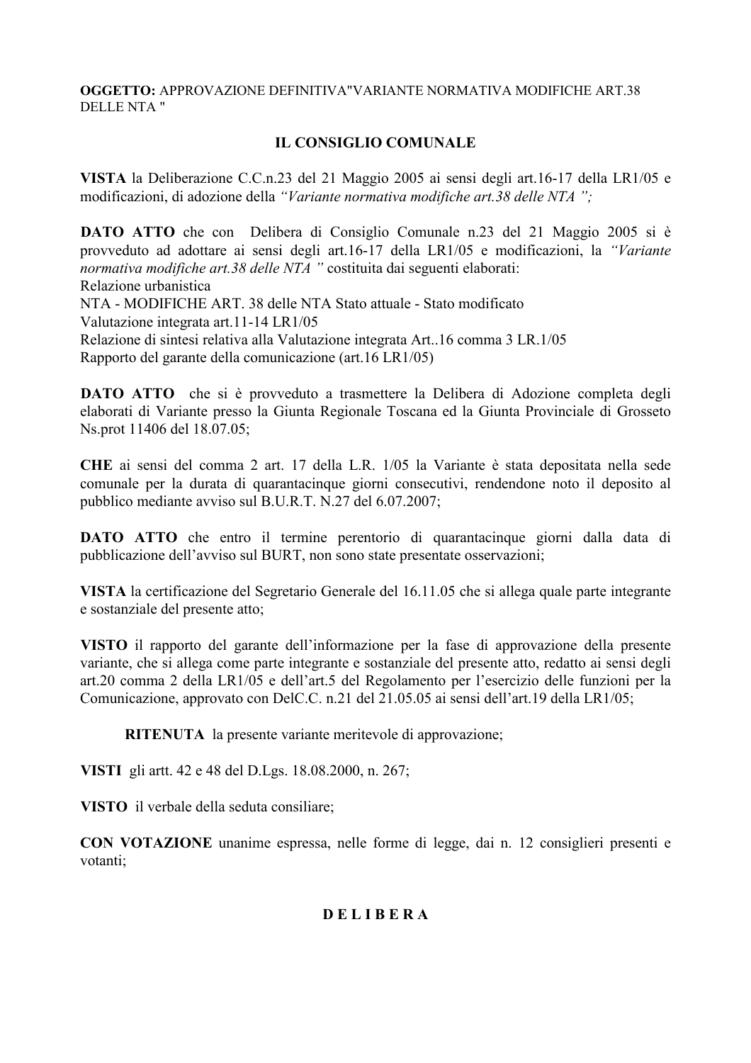**OGGETTO:** APPROVAZIONE DEFINITIVA"VARIANTE NORMATIVA MODIFICHE ART.38 DELLE NTA "

## IL CONSIGLIO COMUNALE

**VISTA** la Deliberazione C.C.n.23 del 21 Maggio 2005 ai sensi degli art.16-17 della LR1/05 e modificazioni, di adozione della *"Variante normativa modifiche art.38 delle NTA ";*

**DATO ATTO** che con Delibera di Consiglio Comunale n.23 del 21 Maggio 2005 si è provveduto ad adottare ai sensi degli art.16-17 della LR1/05 e modificazioni, la *"Variante normativa modifiche art.38 delle NTA "* costituita dai seguenti elaborati:
Relazione urbanistica
NTA - MODIFICHE ART. 38 delle NTA Stato attuale - Stato modificato
Valutazione integrata art.11-14 LR1/05
Relazione di sintesi relativa alla Valutazione integrata Art..16 comma 3 LR.1/05
Rapporto del garante della comunicazione (art.16 LR1/05)

**DATO ATTO** che si è provveduto a trasmettere la Delibera di Adozione completa degli elaborati di Variante presso la Giunta Regionale Toscana ed la Giunta Provinciale di Grosseto Ns.prot 11406 del 18.07.05;

**CHE** ai sensi del comma 2 art. 17 della L.R. 1/05 la Variante è stata depositata nella sede comunale per la durata di quarantacinque giorni consecutivi, rendendone noto il deposito al pubblico mediante avviso sul B.U.R.T. N.27 del 6.07.2007;

**DATO ATTO** che entro il termine perentorio di quarantacinque giorni dalla data di pubblicazione dell'avviso sul BURT, non sono state presentate osservazioni;

**VISTA** la certificazione del Segretario Generale del 16.11.05 che si allega quale parte integrante e sostanziale del presente atto;

**VISTO** il rapporto del garante dell'informazione per la fase di approvazione della presente variante, che si allega come parte integrante e sostanziale del presente atto, redatto ai sensi degli art.20 comma 2 della LR1/05 e dell'art.5 del Regolamento per l'esercizio delle funzioni per la Comunicazione, approvato con DelC.C. n.21 del 21.05.05 ai sensi dell'art.19 della LR1/05;

**RITENUTA** la presente variante meritevole di approvazione;

**VISTI** gli artt. 42 e 48 del D.Lgs. 18.08.2000, n. 267;

**VISTO** il verbale della seduta consiliare;

**CON VOTAZIONE** unanime espressa, nelle forme di legge, dai n. 12 consiglieri presenti e votanti;

## D E L I B E R A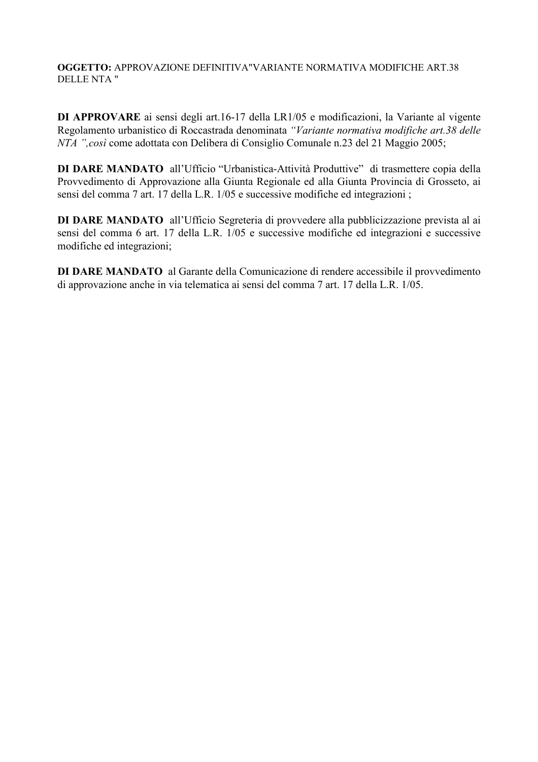**OGGETTO:** APPROVAZIONE DEFINITIVA"VARIANTE NORMATIVA MODIFICHE ART.38 DELLE NTA "

**DI APPROVARE** ai sensi degli art.16-17 della LR1/05 e modificazioni, la Variante al vigente Regolamento urbanistico di Roccastrada denominata *"Variante normativa modifiche art.38 delle NTA ",così* come adottata con Delibera di Consiglio Comunale n.23 del 21 Maggio 2005;

**DI DARE MANDATO** all'Ufficio "Urbanistica-Attività Produttive" di trasmettere copia della Provvedimento di Approvazione alla Giunta Regionale ed alla Giunta Provincia di Grosseto, ai sensi del comma 7 art. 17 della L.R. 1/05 e successive modifiche ed integrazioni ;

**DI DARE MANDATO** all'Ufficio Segreteria di provvedere alla pubblicizzazione prevista al ai sensi del comma 6 art. 17 della L.R. 1/05 e successive modifiche ed integrazioni e successive modifiche ed integrazioni;

**DI DARE MANDATO** al Garante della Comunicazione di rendere accessibile il provvedimento di approvazione anche in via telematica ai sensi del comma 7 art. 17 della L.R. 1/05.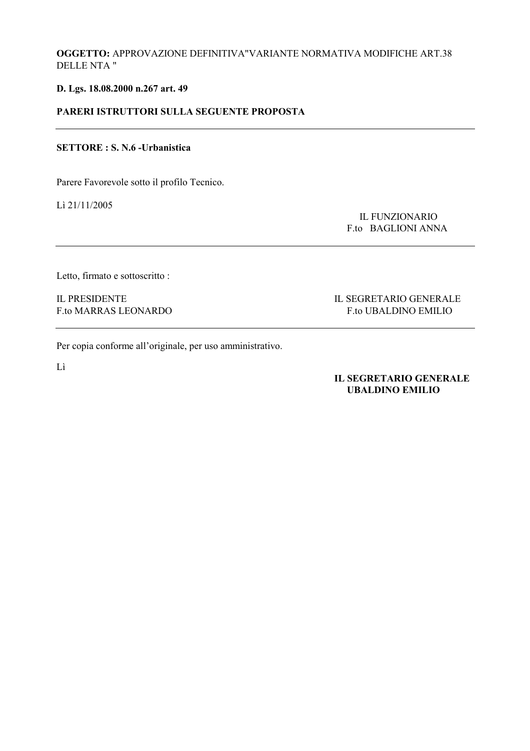**OGGETTO:** APPROVAZIONE DEFINITIVA"VARIANTE NORMATIVA MODIFICHE ART.38 DELLE NTA "

**D. Lgs. 18.08.2000 n.267 art. 49**

**PARERI ISTRUTTORI SULLA SEGUENTE PROPOSTA**

---

**SETTORE : S. N.6 -Urbanistica**

Parere Favorevole sotto il profilo Tecnico.

Lì 21/11/2005

IL FUNZIONARIO
F.to BAGLIONI ANNA

---

Letto, firmato e sottoscritto :

IL PRESIDENTE
F.to MARRAS LEONARDO

IL SEGRETARIO GENERALE
F.to UBALDINO EMILIO

---

Per copia conforme all'originale, per uso amministrativo.

Lì

**IL SEGRETARIO GENERALE**
**UBALDINO EMILIO**